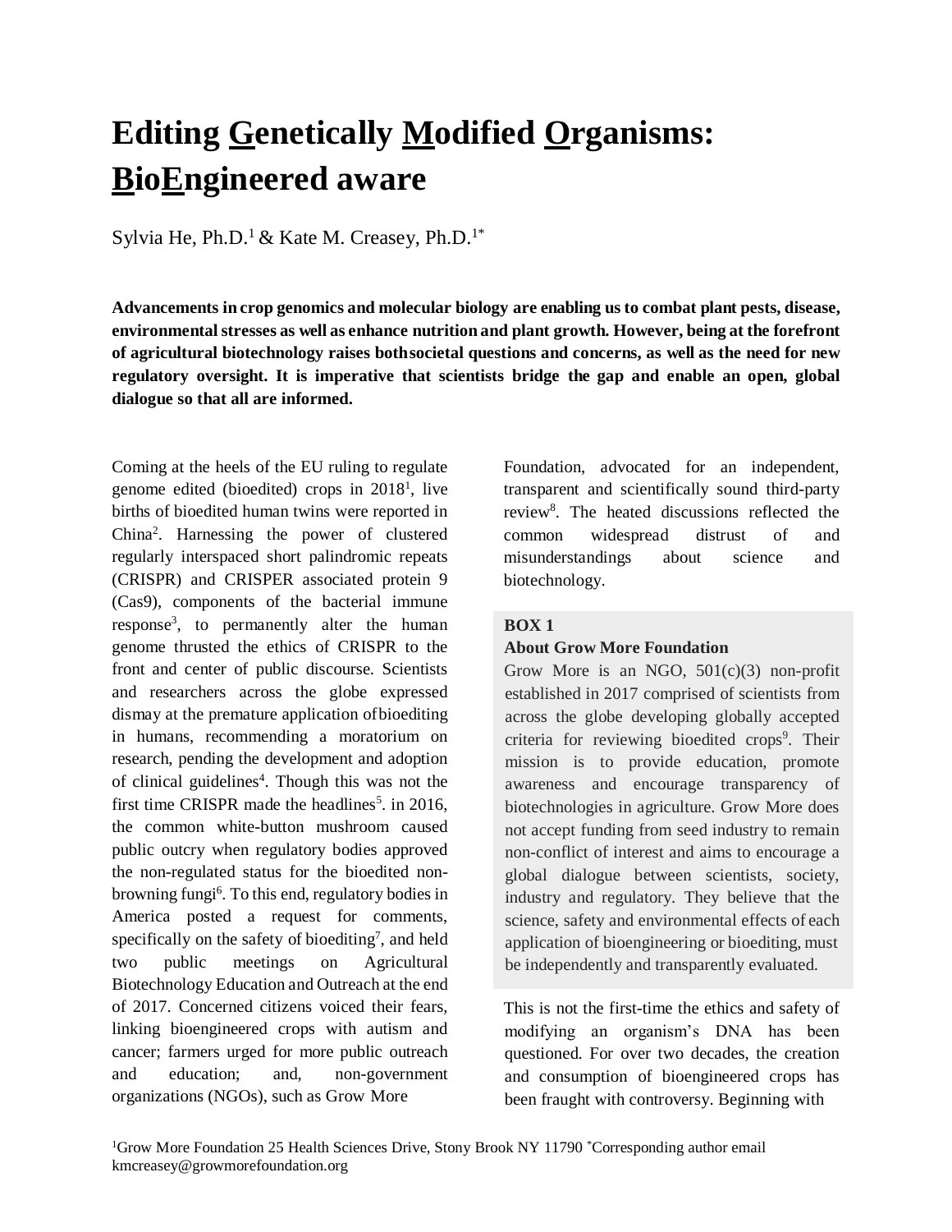# Editing Genetically Modified Organisms: BioEngineered aware

Sylvia He, Ph.D.[1] & Kate M. Creasey, Ph.D.[1*]

**Advancements in crop genomics and molecular biology are enabling us to combat plant pests, disease, environmental stresses as well as enhance nutrition and plant growth. However, being at the forefront of agricultural biotechnology raises both societal questions and concerns, as well as the need for new regulatory oversight. It is imperative that scientists bridge the gap and enable an open, global dialogue so that all are informed.**

Coming at the heels of the EU ruling to regulate genome edited (bioedited) crops in 2018[1], live births of bioedited human twins were reported in China[2]. Harnessing the power of clustered regularly interspaced short palindromic repeats (CRISPR) and CRISPER associated protein 9 (Cas9), components of the bacterial immune response[3], to permanently alter the human genome thrusted the ethics of CRISPR to the front and center of public discourse. Scientists and researchers across the globe expressed dismay at the premature application of bioediting in humans, recommending a moratorium on research, pending the development and adoption of clinical guidelines[4]. Though this was not the first time CRISPR made the headlines[5]. in 2016, the common white-button mushroom caused public outcry when regulatory bodies approved the non-regulated status for the bioedited non-browning fungi[6]. To this end, regulatory bodies in America posted a request for comments, specifically on the safety of bioediting[7], and held two public meetings on Agricultural Biotechnology Education and Outreach at the end of 2017. Concerned citizens voiced their fears, linking bioengineered crops with autism and cancer; farmers urged for more public outreach and education; and, non-government organizations (NGOs), such as Grow More Foundation, advocated for an independent, transparent and scientifically sound third-party review[8]. The heated discussions reflected the common widespread distrust of and misunderstandings about science and biotechnology.

> **BOX 1**
>
> **About Grow More Foundation**
>
> Grow More is an NGO, 501(c)(3) non-profit established in 2017 comprised of scientists from across the globe developing globally accepted criteria for reviewing bioedited crops[9]. Their mission is to provide education, promote awareness and encourage transparency of biotechnologies in agriculture. Grow More does not accept funding from seed industry to remain non-conflict of interest and aims to encourage a global dialogue between scientists, society, industry and regulatory. They believe that the science, safety and environmental effects of each application of bioengineering or bioediting, must be independently and transparently evaluated.

This is not the first-time the ethics and safety of modifying an organism's DNA has been questioned. For over two decades, the creation and consumption of bioengineered crops has been fraught with controversy. Beginning with

[1]Grow More Foundation 25 Health Sciences Drive, Stony Brook NY 11790 [*]Corresponding author email kmcreasey@growmorefoundation.org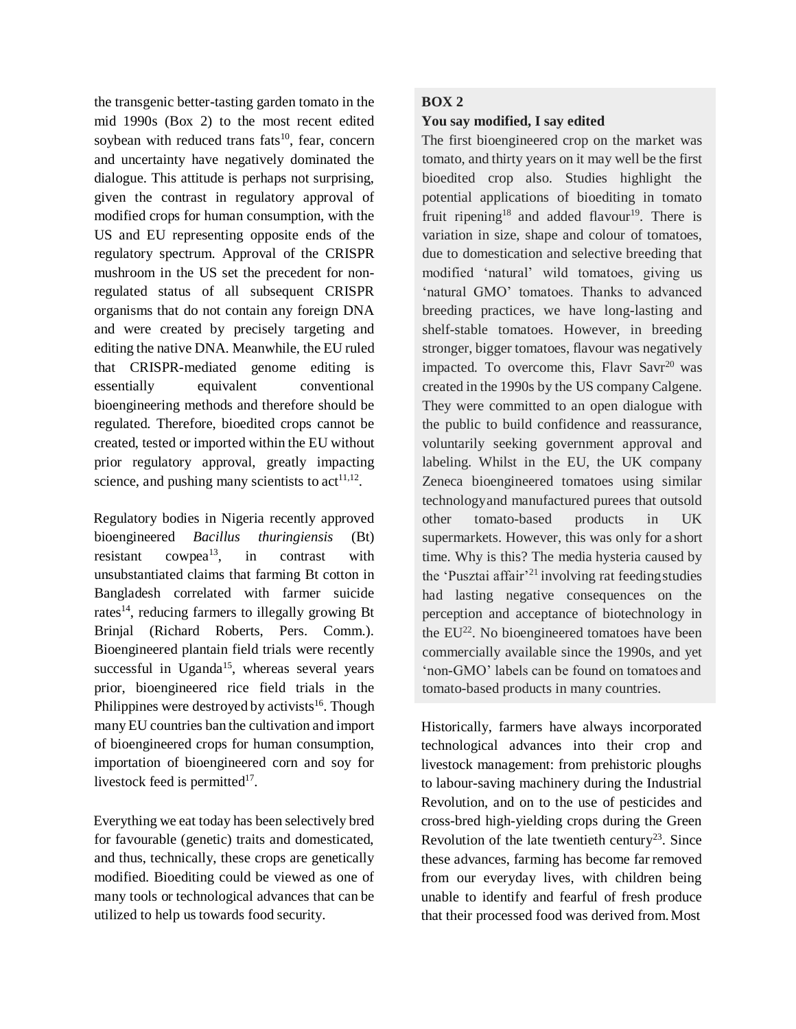the transgenic better-tasting garden tomato in the mid 1990s (Box 2) to the most recent edited soybean with reduced trans fats[10], fear, concern and uncertainty have negatively dominated the dialogue. This attitude is perhaps not surprising, given the contrast in regulatory approval of modified crops for human consumption, with the US and EU representing opposite ends of the regulatory spectrum. Approval of the CRISPR mushroom in the US set the precedent for non-regulated status of all subsequent CRISPR organisms that do not contain any foreign DNA and were created by precisely targeting and editing the native DNA. Meanwhile, the EU ruled that CRISPR-mediated genome editing is essentially equivalent conventional bioengineering methods and therefore should be regulated. Therefore, bioedited crops cannot be created, tested or imported within the EU without prior regulatory approval, greatly impacting science, and pushing many scientists to act[11,12].

Regulatory bodies in Nigeria recently approved bioengineered *Bacillus thuringiensis* (Bt) resistant cowpea[13], in contrast with unsubstantiated claims that farming Bt cotton in Bangladesh correlated with farmer suicide rates[14], reducing farmers to illegally growing Bt Brinjal (Richard Roberts, Pers. Comm.). Bioengineered plantain field trials were recently successful in Uganda[15], whereas several years prior, bioengineered rice field trials in the Philippines were destroyed by activists[16]. Though many EU countries ban the cultivation and import of bioengineered crops for human consumption, importation of bioengineered corn and soy for livestock feed is permitted[17].

Everything we eat today has been selectively bred for favourable (genetic) traits and domesticated, and thus, technically, these crops are genetically modified. Bioediting could be viewed as one of many tools or technological advances that can be utilized to help us towards food security.

> **BOX 2**
>
> **You say modified, I say edited**
>
> The first bioengineered crop on the market was tomato, and thirty years on it may well be the first bioedited crop also. Studies highlight the potential applications of bioediting in tomato fruit ripening[18] and added flavour[19]. There is variation in size, shape and colour of tomatoes, due to domestication and selective breeding that modified 'natural' wild tomatoes, giving us 'natural GMO' tomatoes. Thanks to advanced breeding practices, we have long-lasting and shelf-stable tomatoes. However, in breeding stronger, bigger tomatoes, flavour was negatively impacted. To overcome this, Flavr Savr[20] was created in the 1990s by the US company Calgene. They were committed to an open dialogue with the public to build confidence and reassurance, voluntarily seeking government approval and labeling. Whilst in the EU, the UK company Zeneca bioengineered tomatoes using similar technology and manufactured purees that outsold other tomato-based products in UK supermarkets. However, this was only for a short time. Why is this? The media hysteria caused by the 'Pusztai affair'[21] involving rat feeding studies had lasting negative consequences on the perception and acceptance of biotechnology in the EU[22]. No bioengineered tomatoes have been commercially available since the 1990s, and yet 'non-GMO' labels can be found on tomatoes and tomato-based products in many countries.

Historically, farmers have always incorporated technological advances into their crop and livestock management: from prehistoric ploughs to labour-saving machinery during the Industrial Revolution, and on to the use of pesticides and cross-bred high-yielding crops during the Green Revolution of the late twentieth century[23]. Since these advances, farming has become far removed from our everyday lives, with children being unable to identify and fearful of fresh produce that their processed food was derived from. Most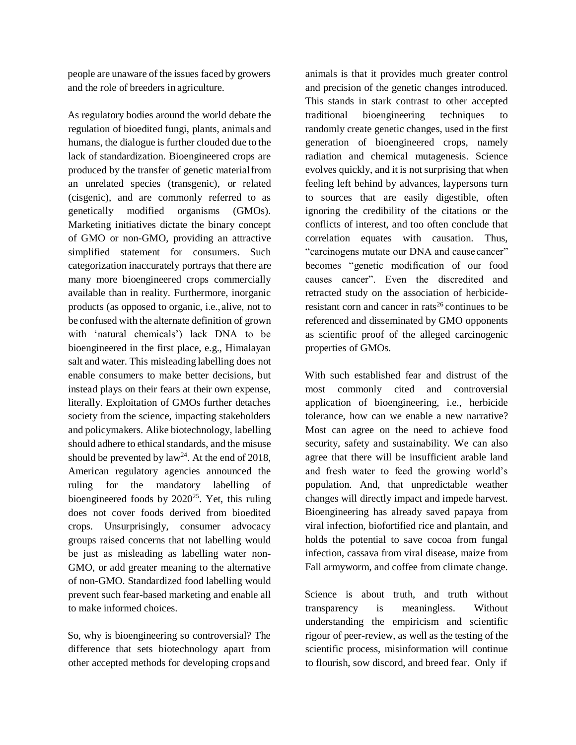people are unaware of the issues faced by growers and the role of breeders in agriculture.

As regulatory bodies around the world debate the regulation of bioedited fungi, plants, animals and humans, the dialogue is further clouded due to the lack of standardization. Bioengineered crops are produced by the transfer of genetic material from an unrelated species (transgenic), or related (cisgenic), and are commonly referred to as genetically modified organisms (GMOs). Marketing initiatives dictate the binary concept of GMO or non-GMO, providing an attractive simplified statement for consumers. Such categorization inaccurately portrays that there are many more bioengineered crops commercially available than in reality. Furthermore, inorganic products (as opposed to organic, i.e., alive, not to be confused with the alternate definition of grown with 'natural chemicals') lack DNA to be bioengineered in the first place, e.g., Himalayan salt and water. This misleading labelling does not enable consumers to make better decisions, but instead plays on their fears at their own expense, literally. Exploitation of GMOs further detaches society from the science, impacting stakeholders and policymakers. Alike biotechnology, labelling should adhere to ethical standards, and the misuse should be prevented by law[24]. At the end of 2018, American regulatory agencies announced the ruling for the mandatory labelling of bioengineered foods by 2020[25]. Yet, this ruling does not cover foods derived from bioedited crops. Unsurprisingly, consumer advocacy groups raised concerns that not labelling would be just as misleading as labelling water non-GMO, or add greater meaning to the alternative of non-GMO. Standardized food labelling would prevent such fear-based marketing and enable all to make informed choices.

So, why is bioengineering so controversial? The difference that sets biotechnology apart from other accepted methods for developing crops and animals is that it provides much greater control and precision of the genetic changes introduced. This stands in stark contrast to other accepted traditional bioengineering techniques to randomly create genetic changes, used in the first generation of bioengineered crops, namely radiation and chemical mutagenesis. Science evolves quickly, and it is not surprising that when feeling left behind by advances, laypersons turn to sources that are easily digestible, often ignoring the credibility of the citations or the conflicts of interest, and too often conclude that correlation equates with causation. Thus, "carcinogens mutate our DNA and cause cancer" becomes "genetic modification of our food causes cancer". Even the discredited and retracted study on the association of herbicide-resistant corn and cancer in rats[26] continues to be referenced and disseminated by GMO opponents as scientific proof of the alleged carcinogenic properties of GMOs.

With such established fear and distrust of the most commonly cited and controversial application of bioengineering, i.e., herbicide tolerance, how can we enable a new narrative? Most can agree on the need to achieve food security, safety and sustainability. We can also agree that there will be insufficient arable land and fresh water to feed the growing world's population. And, that unpredictable weather changes will directly impact and impede harvest. Bioengineering has already saved papaya from viral infection, biofortified rice and plantain, and holds the potential to save cocoa from fungal infection, cassava from viral disease, maize from Fall armyworm, and coffee from climate change.

Science is about truth, and truth without transparency is meaningless. Without understanding the empiricism and scientific rigour of peer-review, as well as the testing of the scientific process, misinformation will continue to flourish, sow discord, and breed fear. Only if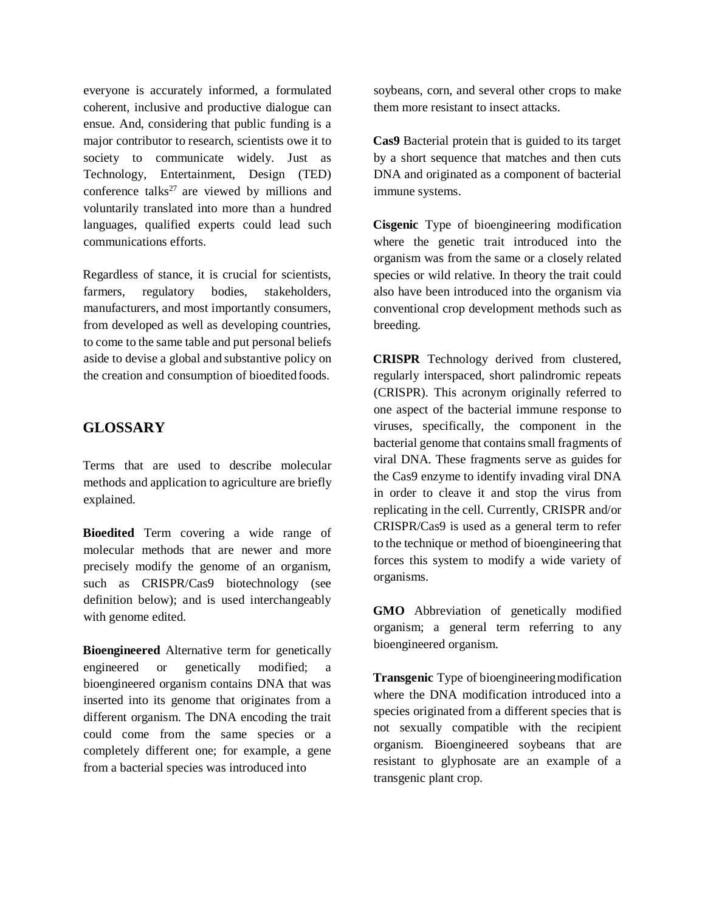everyone is accurately informed, a formulated coherent, inclusive and productive dialogue can ensue. And, considering that public funding is a major contributor to research, scientists owe it to society to communicate widely. Just as Technology, Entertainment, Design (TED) conference talks[27] are viewed by millions and voluntarily translated into more than a hundred languages, qualified experts could lead such communications efforts.

Regardless of stance, it is crucial for scientists, farmers, regulatory bodies, stakeholders, manufacturers, and most importantly consumers, from developed as well as developing countries, to come to the same table and put personal beliefs aside to devise a global and substantive policy on the creation and consumption of bioedited foods.

## GLOSSARY

Terms that are used to describe molecular methods and application to agriculture are briefly explained.

**Bioedited** Term covering a wide range of molecular methods that are newer and more precisely modify the genome of an organism, such as CRISPR/Cas9 biotechnology (see definition below); and is used interchangeably with genome edited.

**Bioengineered** Alternative term for genetically engineered or genetically modified; a bioengineered organism contains DNA that was inserted into its genome that originates from a different organism. The DNA encoding the trait could come from the same species or a completely different one; for example, a gene from a bacterial species was introduced into soybeans, corn, and several other crops to make them more resistant to insect attacks.

**Cas9** Bacterial protein that is guided to its target by a short sequence that matches and then cuts DNA and originated as a component of bacterial immune systems.

**Cisgenic** Type of bioengineering modification where the genetic trait introduced into the organism was from the same or a closely related species or wild relative. In theory the trait could also have been introduced into the organism via conventional crop development methods such as breeding.

**CRISPR** Technology derived from clustered, regularly interspaced, short palindromic repeats (CRISPR). This acronym originally referred to one aspect of the bacterial immune response to viruses, specifically, the component in the bacterial genome that contains small fragments of viral DNA. These fragments serve as guides for the Cas9 enzyme to identify invading viral DNA in order to cleave it and stop the virus from replicating in the cell. Currently, CRISPR and/or CRISPR/Cas9 is used as a general term to refer to the technique or method of bioengineering that forces this system to modify a wide variety of organisms.

**GMO** Abbreviation of genetically modified organism; a general term referring to any bioengineered organism.

**Transgenic** Type of bioengineering modification where the DNA modification introduced into a species originated from a different species that is not sexually compatible with the recipient organism. Bioengineered soybeans that are resistant to glyphosate are an example of a transgenic plant crop.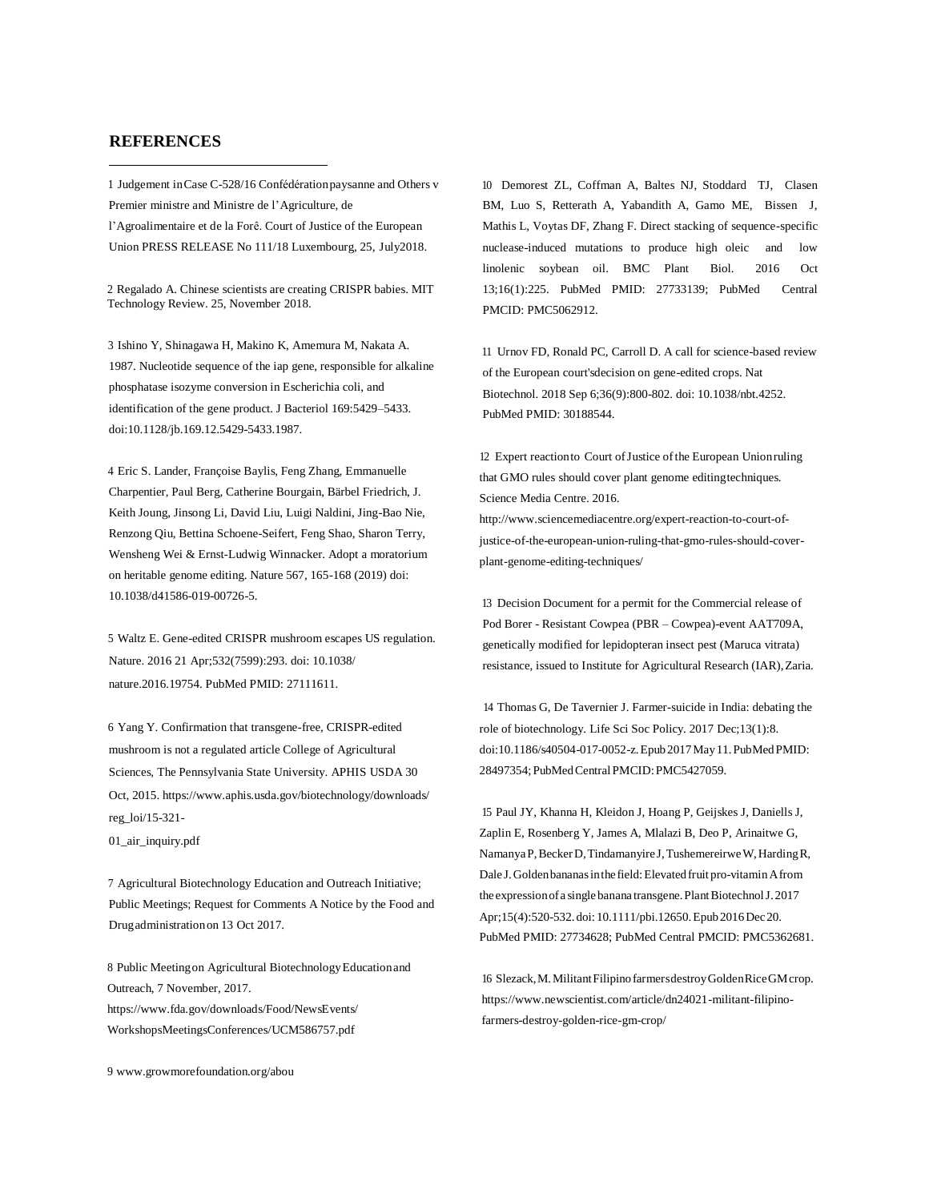## REFERENCES

1 Judgement in Case C-528/16 Confédération paysanne and Others v Premier ministre and Ministre de l'Agriculture, de l'Agroalimentaire et de la Forê. Court of Justice of the European Union PRESS RELEASE No 111/18 Luxembourg, 25, July2018.

2 Regalado A. Chinese scientists are creating CRISPR babies. MIT Technology Review. 25, November 2018.

3 Ishino Y, Shinagawa H, Makino K, Amemura M, Nakata A. 1987. Nucleotide sequence of the iap gene, responsible for alkaline phosphatase isozyme conversion in Escherichia coli, and identification of the gene product. J Bacteriol 169:5429–5433. doi:10.1128/jb.169.12.5429-5433.1987.

4 Eric S. Lander, Françoise Baylis, Feng Zhang, Emmanuelle Charpentier, Paul Berg, Catherine Bourgain, Bärbel Friedrich, J. Keith Joung, Jinsong Li, David Liu, Luigi Naldini, Jing-Bao Nie, Renzong Qiu, Bettina Schoene-Seifert, Feng Shao, Sharon Terry, Wensheng Wei & Ernst-Ludwig Winnacker. Adopt a moratorium on heritable genome editing. Nature 567, 165-168 (2019) doi: 10.1038/d41586-019-00726-5.

5 Waltz E. Gene-edited CRISPR mushroom escapes US regulation. Nature. 2016 21 Apr;532(7599):293. doi: 10.1038/ nature.2016.19754. PubMed PMID: 27111611.

6 Yang Y. Confirmation that transgene-free, CRISPR-edited mushroom is not a regulated article College of Agricultural Sciences, The Pennsylvania State University. APHIS USDA 30 Oct, 2015. https://www.aphis.usda.gov/biotechnology/downloads/ reg_loi/15-321-01_air_inquiry.pdf

7 Agricultural Biotechnology Education and Outreach Initiative; Public Meetings; Request for Comments A Notice by the Food and Drug administration on 13 Oct 2017.

8 Public Meeting on Agricultural Biotechnology Education and Outreach, 7 November, 2017. https://www.fda.gov/downloads/Food/NewsEvents/ WorkshopsMeetingsConferences/UCM586757.pdf

9 www.growmorefoundation.org/abou

10 Demorest ZL, Coffman A, Baltes NJ, Stoddard TJ, Clasen BM, Luo S, Retterath A, Yabandith A, Gamo ME, Bissen J, Mathis L, Voytas DF, Zhang F. Direct stacking of sequence-specific nuclease-induced mutations to produce high oleic and low linolenic soybean oil. BMC Plant Biol. 2016 Oct 13;16(1):225. PubMed PMID: 27733139; PubMed Central PMCID: PMC5062912.

11 Urnov FD, Ronald PC, Carroll D. A call for science-based review of the European court'sdecision on gene-edited crops. Nat Biotechnol. 2018 Sep 6;36(9):800-802. doi: 10.1038/nbt.4252. PubMed PMID: 30188544.

12 Expert reaction to Court of Justice of the European Union ruling that GMO rules should cover plant genome editing techniques. Science Media Centre. 2016. http://www.sciencemediacentre.org/expert-reaction-to-court-of-justice-of-the-european-union-ruling-that-gmo-rules-should-cover-plant-genome-editing-techniques/

13 Decision Document for a permit for the Commercial release of Pod Borer - Resistant Cowpea (PBR – Cowpea)-event AAT709A, genetically modified for lepidopteran insect pest (Maruca vitrata) resistance, issued to Institute for Agricultural Research (IAR), Zaria.

14 Thomas G, De Tavernier J. Farmer-suicide in India: debating the role of biotechnology. Life Sci Soc Policy. 2017 Dec;13(1):8. doi:10.1186/s40504-017-0052-z. Epub 2017 May 11. PubMed PMID: 28497354; PubMed Central PMCID: PMC5427059.

15 Paul JY, Khanna H, Kleidon J, Hoang P, Geijskes J, Daniells J, Zaplin E, Rosenberg Y, James A, Mlalazi B, Deo P, Arinaitwe G, Namanya P, Becker D, Tindamanyire J, Tushemereirwe W, Harding R, Dale J. Golden bananas in the field: Elevated fruit pro-vitamin A from the expression of a single banana transgene. Plant Biotechnol J. 2017 Apr;15(4):520-532. doi: 10.1111/pbi.12650. Epub 2016 Dec 20. PubMed PMID: 27734628; PubMed Central PMCID: PMC5362681.

16 Slezack, M. Militant Filipino farmers destroy Golden Rice GM crop. https://www.newscientist.com/article/dn24021-militant-filipino-farmers-destroy-golden-rice-gm-crop/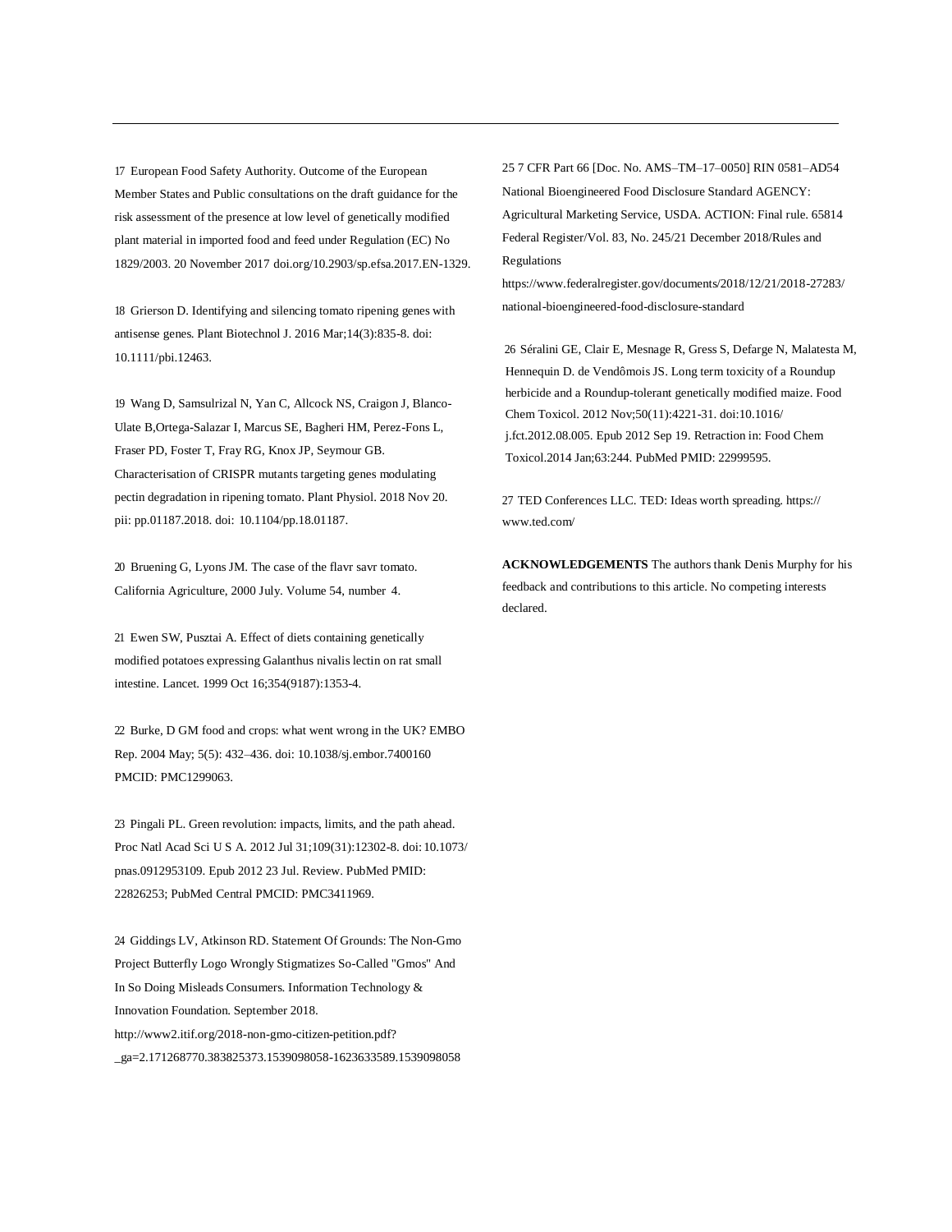17 European Food Safety Authority. Outcome of the European Member States and Public consultations on the draft guidance for the risk assessment of the presence at low level of genetically modified plant material in imported food and feed under Regulation (EC) No 1829/2003. 20 November 2017 doi.org/10.2903/sp.efsa.2017.EN-1329.

18 Grierson D. Identifying and silencing tomato ripening genes with antisense genes. Plant Biotechnol J. 2016 Mar;14(3):835-8. doi: 10.1111/pbi.12463.

19 Wang D, Samsulrizal N, Yan C, Allcock NS, Craigon J, Blanco-Ulate B,Ortega-Salazar I, Marcus SE, Bagheri HM, Perez-Fons L, Fraser PD, Foster T, Fray RG, Knox JP, Seymour GB. Characterisation of CRISPR mutants targeting genes modulating pectin degradation in ripening tomato. Plant Physiol. 2018 Nov 20. pii: pp.01187.2018. doi: 10.1104/pp.18.01187.

20 Bruening G, Lyons JM. The case of the flavr savr tomato. California Agriculture, 2000 July. Volume 54, number 4.

21 Ewen SW, Pusztai A. Effect of diets containing genetically modified potatoes expressing Galanthus nivalis lectin on rat small intestine. Lancet. 1999 Oct 16;354(9187):1353-4.

22 Burke, D GM food and crops: what went wrong in the UK? EMBO Rep. 2004 May; 5(5): 432–436. doi: 10.1038/sj.embor.7400160 PMCID: PMC1299063.

23 Pingali PL. Green revolution: impacts, limits, and the path ahead. Proc Natl Acad Sci U S A. 2012 Jul 31;109(31):12302-8. doi:10.1073/pnas.0912953109. Epub 2012 23 Jul. Review. PubMed PMID: 22826253; PubMed Central PMCID: PMC3411969.

24 Giddings LV, Atkinson RD. Statement Of Grounds: The Non-Gmo Project Butterfly Logo Wrongly Stigmatizes So-Called "Gmos" And In So Doing Misleads Consumers. Information Technology & Innovation Foundation. September 2018. http://www2.itif.org/2018-non-gmo-citizen-petition.pdf?_ga=2.171268770.383825373.1539098058-1623633589.1539098058

25 7 CFR Part 66 [Doc. No. AMS–TM–17–0050] RIN 0581–AD54 National Bioengineered Food Disclosure Standard AGENCY: Agricultural Marketing Service, USDA. ACTION: Final rule. 65814 Federal Register/Vol. 83, No. 245/21 December 2018/Rules and Regulations https://www.federalregister.gov/documents/2018/12/21/2018-27283/national-bioengineered-food-disclosure-standard

26 Séralini GE, Clair E, Mesnage R, Gress S, Defarge N, Malatesta M, Hennequin D. de Vendômois JS. Long term toxicity of a Roundup herbicide and a Roundup-tolerant genetically modified maize. Food Chem Toxicol. 2012 Nov;50(11):4221-31. doi:10.1016/j.fct.2012.08.005. Epub 2012 Sep 19. Retraction in: Food Chem Toxicol.2014 Jan;63:244. PubMed PMID: 22999595.

27 TED Conferences LLC. TED: Ideas worth spreading. https://www.ted.com/

**ACKNOWLEDGEMENTS** The authors thank Denis Murphy for his feedback and contributions to this article. No competing interests declared.